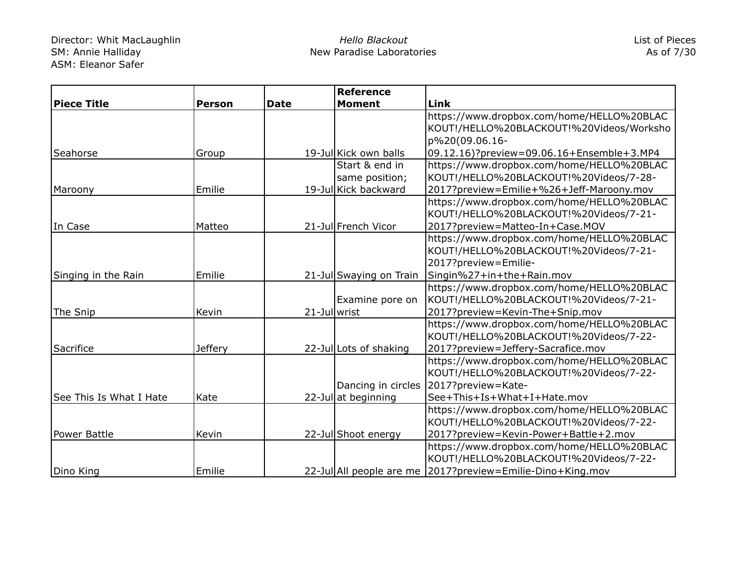Director: Whit MacLaughlin
SM: Annie Halliday
ASM: Eleanor Safer

*Hello Blackout*
New Paradise Laboratories

List of Pieces
As of 7/30

| Piece Title | Person | Date | Reference Moment | Link |
|---|---|---|---|---|
| Seahorse | Group | 19-Jul | Kick own balls | https://www.dropbox.com/home/HELLO%20BLACKOUT!/HELLO%20BLACKOUT!%20Videos/Workshop%20(09.06.16-09.12.16)?preview=09.06.16+Ensemble+3.MP4 |
| Maroony | Emilie | 19-Jul | Start & end in same position; Kick backward | https://www.dropbox.com/home/HELLO%20BLACKOUT!/HELLO%20BLACKOUT!%20Videos/7-28-2017?preview=Emilie+%26+Jeff-Maroony.mov |
| In Case | Matteo | 21-Jul | French Vicor | https://www.dropbox.com/home/HELLO%20BLACKOUT!/HELLO%20BLACKOUT!%20Videos/7-21-2017?preview=Matteo-In+Case.MOV |
| Singing in the Rain | Emilie | 21-Jul | Swaying on Train | https://www.dropbox.com/home/HELLO%20BLACKOUT!/HELLO%20BLACKOUT!%20Videos/7-21-2017?preview=Emilie-Singin%27+in+the+Rain.mov |
| The Snip | Kevin | 21-Jul | Examine pore on wrist | https://www.dropbox.com/home/HELLO%20BLACKOUT!/HELLO%20BLACKOUT!%20Videos/7-21-2017?preview=Kevin-The+Snip.mov |
| Sacrifice | Jeffery | 22-Jul | Lots of shaking | https://www.dropbox.com/home/HELLO%20BLACKOUT!/HELLO%20BLACKOUT!%20Videos/7-22-2017?preview=Jeffery-Sacrafice.mov |
| See This Is What I Hate | Kate | 22-Jul | Dancing in circles at beginning | https://www.dropbox.com/home/HELLO%20BLACKOUT!/HELLO%20BLACKOUT!%20Videos/7-22-2017?preview=Kate-See+This+Is+What+I+Hate.mov |
| Power Battle | Kevin | 22-Jul | Shoot energy | https://www.dropbox.com/home/HELLO%20BLACKOUT!/HELLO%20BLACKOUT!%20Videos/7-22-2017?preview=Kevin-Power+Battle+2.mov |
| Dino King | Emilie | 22-Jul | All people are me | https://www.dropbox.com/home/HELLO%20BLACKOUT!/HELLO%20BLACKOUT!%20Videos/7-22-2017?preview=Emilie-Dino+King.mov |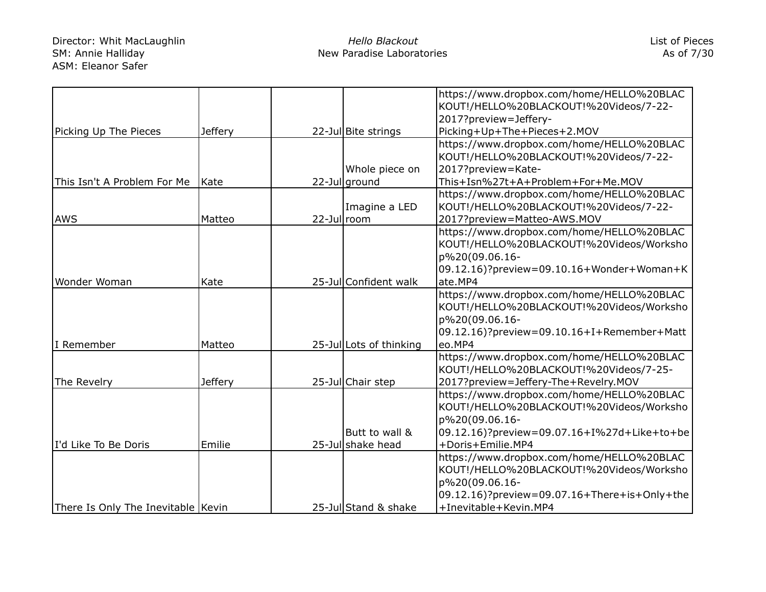| | | | | | |
|---|---|---|---|---|---|
| Picking Up The Pieces | Jeffery | | 22-Jul | Bite strings | https://www.dropbox.com/home/HELLO%20BLACKOUT!/HELLO%20BLACKOUT!%20Videos/7-22-2017?preview=Jeffery-Picking+Up+The+Pieces+2.MOV |
| This Isn't A Problem For Me | Kate | | 22-Jul | Whole piece on ground | https://www.dropbox.com/home/HELLO%20BLACKOUT!/HELLO%20BLACKOUT!%20Videos/7-22-2017?preview=Kate-This+Isn%27t+A+Problem+For+Me.MOV |
| AWS | Matteo | | 22-Jul | Imagine a LED room | https://www.dropbox.com/home/HELLO%20BLACKOUT!/HELLO%20BLACKOUT!%20Videos/7-22-2017?preview=Matteo-AWS.MOV |
| Wonder Woman | Kate | | 25-Jul | Confident walk | https://www.dropbox.com/home/HELLO%20BLACKOUT!/HELLO%20BLACKOUT!%20Videos/Workshop%20(09.06.16-09.12.16)?preview=09.10.16+Wonder+Woman+Kate.MP4 |
| I Remember | Matteo | | 25-Jul | Lots of thinking | https://www.dropbox.com/home/HELLO%20BLACKOUT!/HELLO%20BLACKOUT!%20Videos/Workshop%20(09.06.16-09.12.16)?preview=09.10.16+I+Remember+Matteo.MP4 |
| The Revelry | Jeffery | | 25-Jul | Chair step | https://www.dropbox.com/home/HELLO%20BLACKOUT!/HELLO%20BLACKOUT!%20Videos/7-25-2017?preview=Jeffery-The+Revelry.MOV |
| I'd Like To Be Doris | Emilie | | 25-Jul | Butt to wall & shake head | https://www.dropbox.com/home/HELLO%20BLACKOUT!/HELLO%20BLACKOUT!%20Videos/Workshop%20(09.06.16-09.12.16)?preview=09.07.16+I%27d+Like+to+be+Doris+Emilie.MP4 |
| There Is Only The Inevitable | Kevin | | 25-Jul | Stand & shake | https://www.dropbox.com/home/HELLO%20BLACKOUT!/HELLO%20BLACKOUT!%20Videos/Workshop%20(09.06.16-09.12.16)?preview=09.07.16+There+is+Only+the+Inevitable+Kevin.MP4 |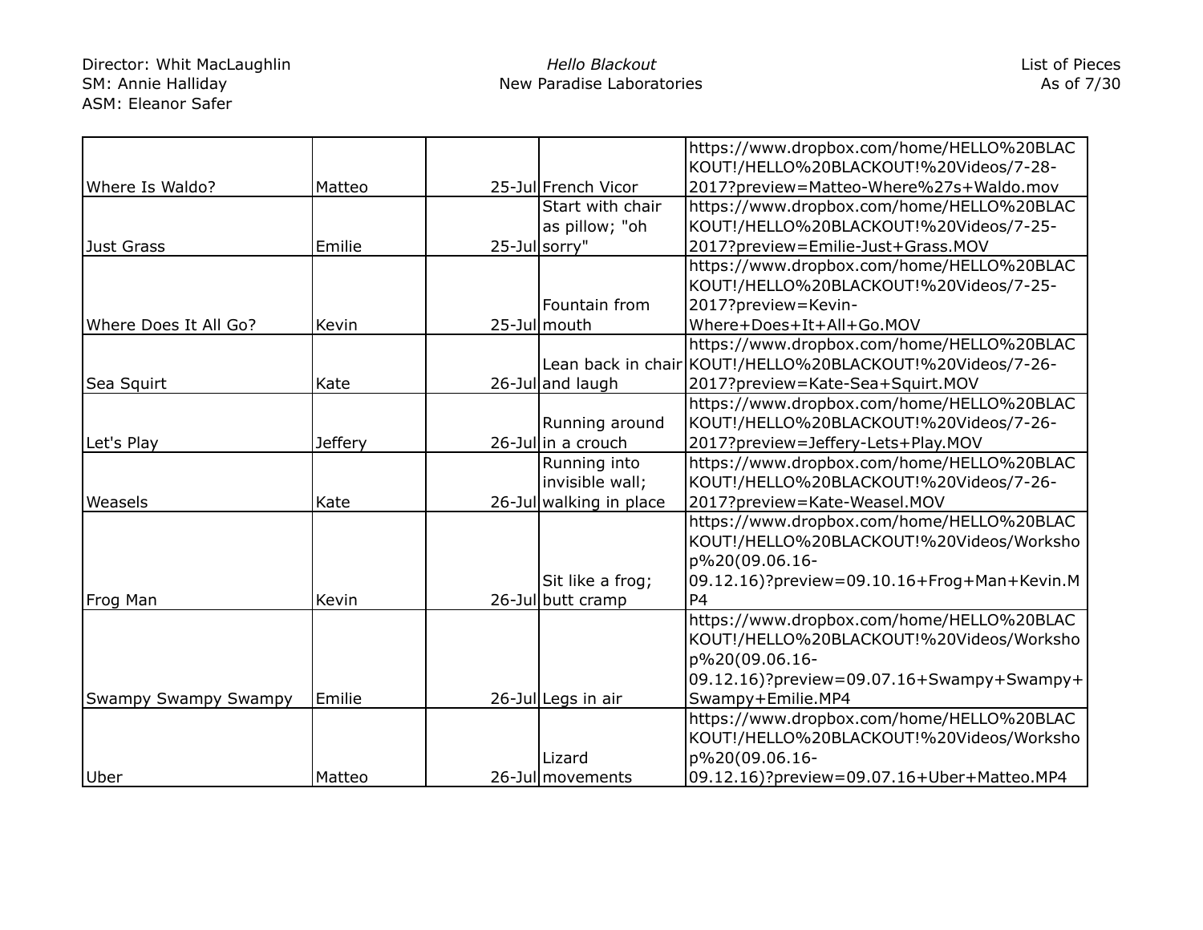| | | | | | |
|---|---|---|---|---|---|
| Where Is Waldo? | Matteo | | 25-Jul | French Vicor | https://www.dropbox.com/home/HELLO%20BLACKOUT!/HELLO%20BLACKOUT!%20Videos/7-28-2017?preview=Matteo-Where%27s+Waldo.mov |
| Just Grass | Emilie | | 25-Jul | Start with chair as pillow; "oh sorry" | https://www.dropbox.com/home/HELLO%20BLACKOUT!/HELLO%20BLACKOUT!%20Videos/7-25-2017?preview=Emilie-Just+Grass.MOV |
| Where Does It All Go? | Kevin | | 25-Jul | Fountain from mouth | https://www.dropbox.com/home/HELLO%20BLACKOUT!/HELLO%20BLACKOUT!%20Videos/7-25-2017?preview=Kevin-Where+Does+It+All+Go.MOV |
| Sea Squirt | Kate | | 26-Jul | Lean back in chair and laugh | https://www.dropbox.com/home/HELLO%20BLACKOUT!/HELLO%20BLACKOUT!%20Videos/7-26-2017?preview=Kate-Sea+Squirt.MOV |
| Let's Play | Jeffery | | 26-Jul | Running around in a crouch | https://www.dropbox.com/home/HELLO%20BLACKOUT!/HELLO%20BLACKOUT!%20Videos/7-26-2017?preview=Jeffery-Lets+Play.MOV |
| Weasels | Kate | | 26-Jul | Running into invisible wall; walking in place | https://www.dropbox.com/home/HELLO%20BLACKOUT!/HELLO%20BLACKOUT!%20Videos/7-26-2017?preview=Kate-Weasel.MOV |
| Frog Man | Kevin | | 26-Jul | Sit like a frog; butt cramp | https://www.dropbox.com/home/HELLO%20BLACKOUT!/HELLO%20BLACKOUT!%20Videos/Workshop%20(09.06.16-09.12.16)?preview=09.10.16+Frog+Man+Kevin.MP4 |
| Swampy Swampy Swampy | Emilie | | 26-Jul | Legs in air | https://www.dropbox.com/home/HELLO%20BLACKOUT!/HELLO%20BLACKOUT!%20Videos/Workshop%20(09.06.16-09.12.16)?preview=09.07.16+Swampy+Swampy+Swampy+Emilie.MP4 |
| Uber | Matteo | | 26-Jul | Lizard movements | https://www.dropbox.com/home/HELLO%20BLACKOUT!/HELLO%20BLACKOUT!%20Videos/Workshop%20(09.06.16-09.12.16)?preview=09.07.16+Uber+Matteo.MP4 |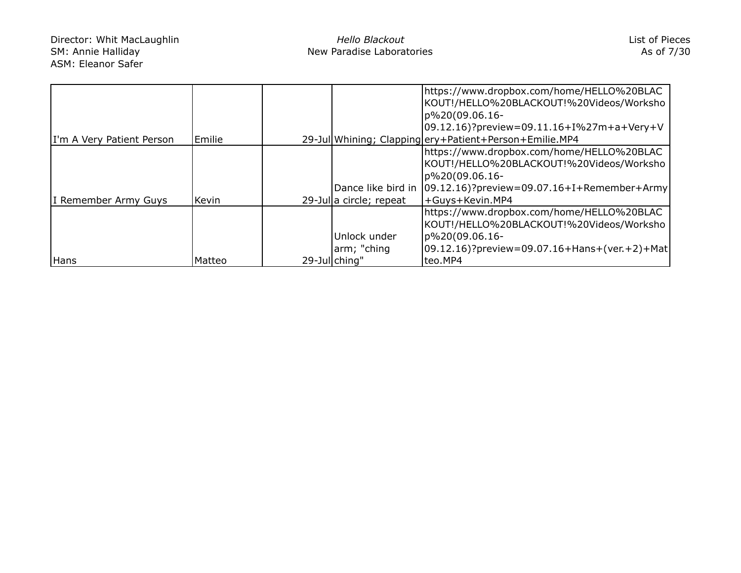| | | | | | |
|---|---|---|---|---|---|
| I'm A Very Patient Person | Emilie | | 29-Jul | Whining; Clapping | https://www.dropbox.com/home/HELLO%20BLACKOUT!/HELLO%20BLACKOUT!%20Videos/Workshop%20(09.06.16-09.12.16)?preview=09.11.16+I%27m+a+Very+Very+Patient+Person+Emilie.MP4 |
| I Remember Army Guys | Kevin | | 29-Jul | Dance like bird in a circle; repeat | https://www.dropbox.com/home/HELLO%20BLACKOUT!/HELLO%20BLACKOUT!%20Videos/Workshop%20(09.06.16-09.12.16)?preview=09.07.16+I+Remember+Army+Guys+Kevin.MP4 |
| Hans | Matteo | | 29-Jul | Unlock under arm; "ching ching" | https://www.dropbox.com/home/HELLO%20BLACKOUT!/HELLO%20BLACKOUT!%20Videos/Workshop%20(09.06.16-09.12.16)?preview=09.07.16+Hans+(ver.+2)+Matteo.MP4 |